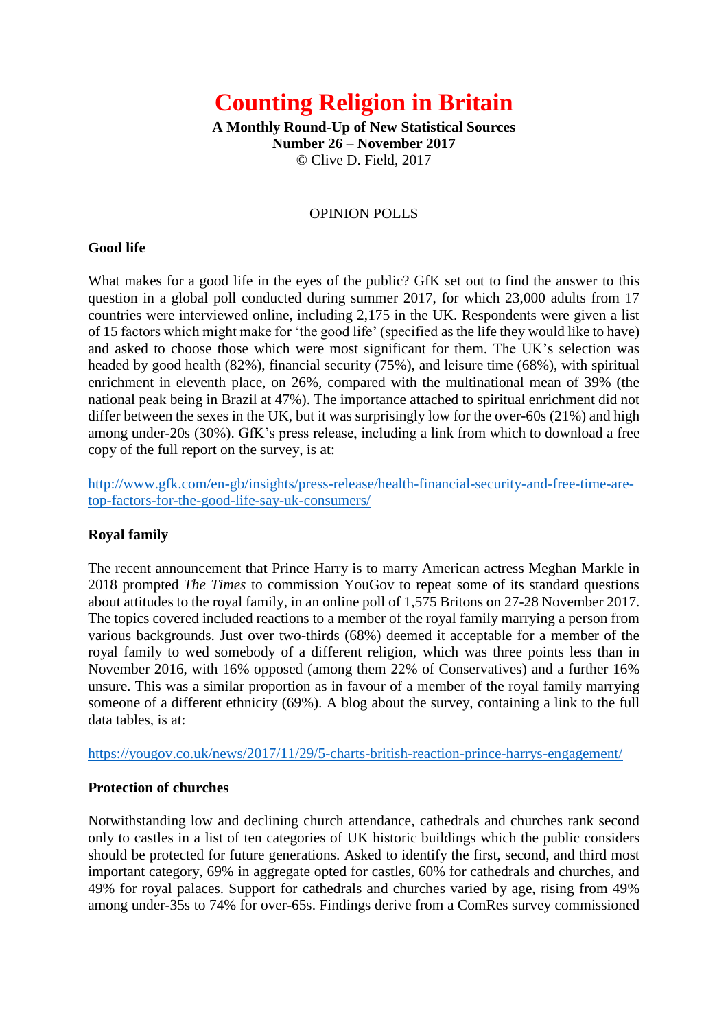# Counting Religion in Britain

**A Monthly Round-Up of New Statistical Sources**
**Number 26 – November 2017**
© Clive D. Field, 2017

## OPINION POLLS

### Good life

What makes for a good life in the eyes of the public? GfK set out to find the answer to this question in a global poll conducted during summer 2017, for which 23,000 adults from 17 countries were interviewed online, including 2,175 in the UK. Respondents were given a list of 15 factors which might make for 'the good life' (specified as the life they would like to have) and asked to choose those which were most significant for them. The UK's selection was headed by good health (82%), financial security (75%), and leisure time (68%), with spiritual enrichment in eleventh place, on 26%, compared with the multinational mean of 39% (the national peak being in Brazil at 47%). The importance attached to spiritual enrichment did not differ between the sexes in the UK, but it was surprisingly low for the over-60s (21%) and high among under-20s (30%). GfK's press release, including a link from which to download a free copy of the full report on the survey, is at:

http://www.gfk.com/en-gb/insights/press-release/health-financial-security-and-free-time-are-top-factors-for-the-good-life-say-uk-consumers/

### Royal family

The recent announcement that Prince Harry is to marry American actress Meghan Markle in 2018 prompted *The Times* to commission YouGov to repeat some of its standard questions about attitudes to the royal family, in an online poll of 1,575 Britons on 27-28 November 2017. The topics covered included reactions to a member of the royal family marrying a person from various backgrounds. Just over two-thirds (68%) deemed it acceptable for a member of the royal family to wed somebody of a different religion, which was three points less than in November 2016, with 16% opposed (among them 22% of Conservatives) and a further 16% unsure. This was a similar proportion as in favour of a member of the royal family marrying someone of a different ethnicity (69%). A blog about the survey, containing a link to the full data tables, is at:

https://yougov.co.uk/news/2017/11/29/5-charts-british-reaction-prince-harrys-engagement/

### Protection of churches

Notwithstanding low and declining church attendance, cathedrals and churches rank second only to castles in a list of ten categories of UK historic buildings which the public considers should be protected for future generations. Asked to identify the first, second, and third most important category, 69% in aggregate opted for castles, 60% for cathedrals and churches, and 49% for royal palaces. Support for cathedrals and churches varied by age, rising from 49% among under-35s to 74% for over-65s. Findings derive from a ComRes survey commissioned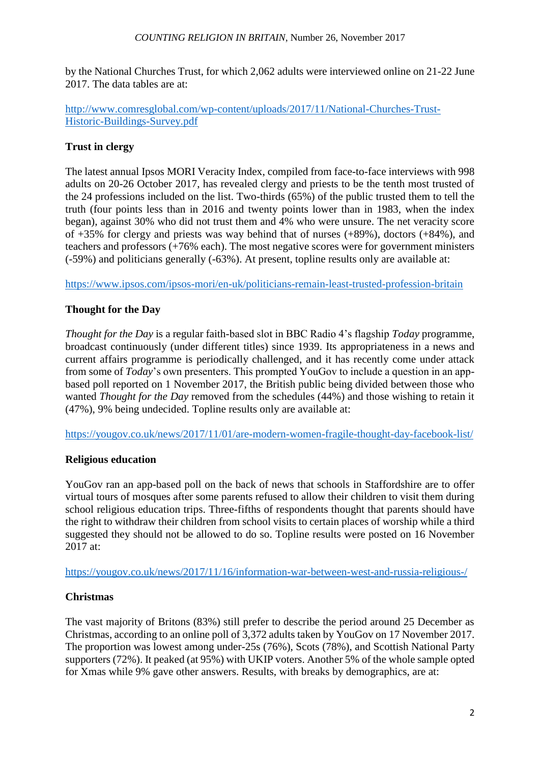by the National Churches Trust, for which 2,062 adults were interviewed online on 21-22 June 2017. The data tables are at:

http://www.comresglobal.com/wp-content/uploads/2017/11/National-Churches-Trust-Historic-Buildings-Survey.pdf

**Trust in clergy**

The latest annual Ipsos MORI Veracity Index, compiled from face-to-face interviews with 998 adults on 20-26 October 2017, has revealed clergy and priests to be the tenth most trusted of the 24 professions included on the list. Two-thirds (65%) of the public trusted them to tell the truth (four points less than in 2016 and twenty points lower than in 1983, when the index began), against 30% who did not trust them and 4% who were unsure. The net veracity score of +35% for clergy and priests was way behind that of nurses (+89%), doctors (+84%), and teachers and professors (+76% each). The most negative scores were for government ministers (-59%) and politicians generally (-63%). At present, topline results only are available at:

https://www.ipsos.com/ipsos-mori/en-uk/politicians-remain-least-trusted-profession-britain

**Thought for the Day**

*Thought for the Day* is a regular faith-based slot in BBC Radio 4's flagship *Today* programme, broadcast continuously (under different titles) since 1939. Its appropriateness in a news and current affairs programme is periodically challenged, and it has recently come under attack from some of *Today*'s own presenters. This prompted YouGov to include a question in an app-based poll reported on 1 November 2017, the British public being divided between those who wanted *Thought for the Day* removed from the schedules (44%) and those wishing to retain it (47%), 9% being undecided. Topline results only are available at:

https://yougov.co.uk/news/2017/11/01/are-modern-women-fragile-thought-day-facebook-list/

**Religious education**

YouGov ran an app-based poll on the back of news that schools in Staffordshire are to offer virtual tours of mosques after some parents refused to allow their children to visit them during school religious education trips. Three-fifths of respondents thought that parents should have the right to withdraw their children from school visits to certain places of worship while a third suggested they should not be allowed to do so. Topline results were posted on 16 November 2017 at:

https://yougov.co.uk/news/2017/11/16/information-war-between-west-and-russia-religious-/

**Christmas**

The vast majority of Britons (83%) still prefer to describe the period around 25 December as Christmas, according to an online poll of 3,372 adults taken by YouGov on 17 November 2017. The proportion was lowest among under-25s (76%), Scots (78%), and Scottish National Party supporters (72%). It peaked (at 95%) with UKIP voters. Another 5% of the whole sample opted for Xmas while 9% gave other answers. Results, with breaks by demographics, are at: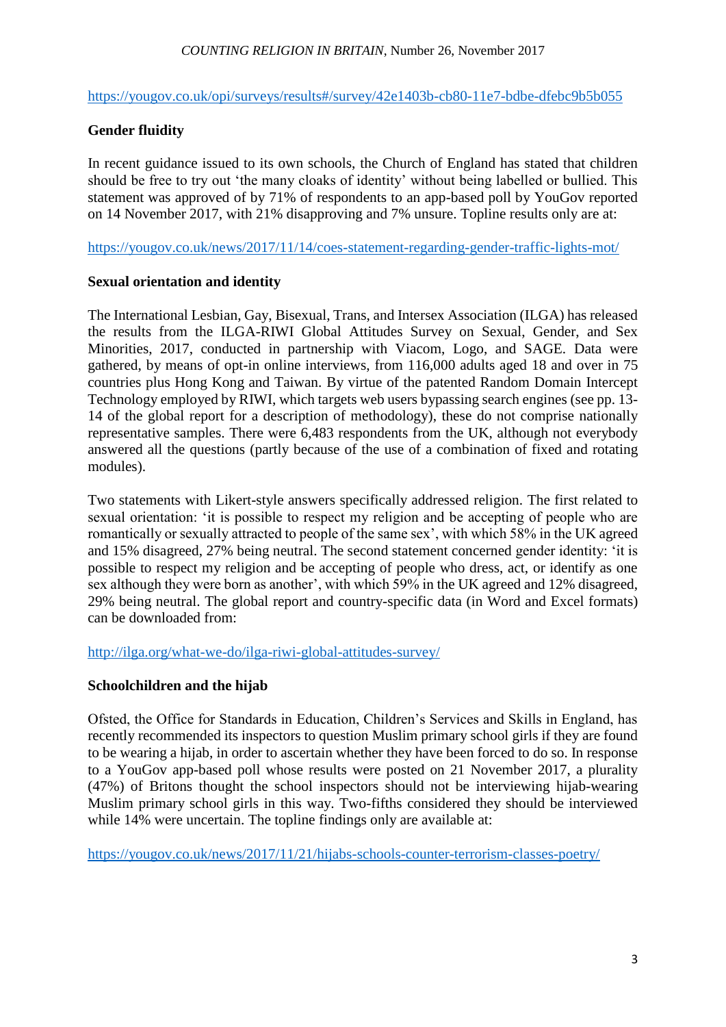https://yougov.co.uk/opi/surveys/results#/survey/42e1403b-cb80-11e7-bdbe-dfebc9b5b055

**Gender fluidity**

In recent guidance issued to its own schools, the Church of England has stated that children should be free to try out 'the many cloaks of identity' without being labelled or bullied. This statement was approved of by 71% of respondents to an app-based poll by YouGov reported on 14 November 2017, with 21% disapproving and 7% unsure. Topline results only are at:

https://yougov.co.uk/news/2017/11/14/coes-statement-regarding-gender-traffic-lights-mot/

**Sexual orientation and identity**

The International Lesbian, Gay, Bisexual, Trans, and Intersex Association (ILGA) has released the results from the ILGA-RIWI Global Attitudes Survey on Sexual, Gender, and Sex Minorities, 2017, conducted in partnership with Viacom, Logo, and SAGE. Data were gathered, by means of opt-in online interviews, from 116,000 adults aged 18 and over in 75 countries plus Hong Kong and Taiwan. By virtue of the patented Random Domain Intercept Technology employed by RIWI, which targets web users bypassing search engines (see pp. 13-14 of the global report for a description of methodology), these do not comprise nationally representative samples. There were 6,483 respondents from the UK, although not everybody answered all the questions (partly because of the use of a combination of fixed and rotating modules).

Two statements with Likert-style answers specifically addressed religion. The first related to sexual orientation: 'it is possible to respect my religion and be accepting of people who are romantically or sexually attracted to people of the same sex', with which 58% in the UK agreed and 15% disagreed, 27% being neutral. The second statement concerned gender identity: 'it is possible to respect my religion and be accepting of people who dress, act, or identify as one sex although they were born as another', with which 59% in the UK agreed and 12% disagreed, 29% being neutral. The global report and country-specific data (in Word and Excel formats) can be downloaded from:

http://ilga.org/what-we-do/ilga-riwi-global-attitudes-survey/

**Schoolchildren and the hijab**

Ofsted, the Office for Standards in Education, Children's Services and Skills in England, has recently recommended its inspectors to question Muslim primary school girls if they are found to be wearing a hijab, in order to ascertain whether they have been forced to do so. In response to a YouGov app-based poll whose results were posted on 21 November 2017, a plurality (47%) of Britons thought the school inspectors should not be interviewing hijab-wearing Muslim primary school girls in this way. Two-fifths considered they should be interviewed while 14% were uncertain. The topline findings only are available at:

https://yougov.co.uk/news/2017/11/21/hijabs-schools-counter-terrorism-classes-poetry/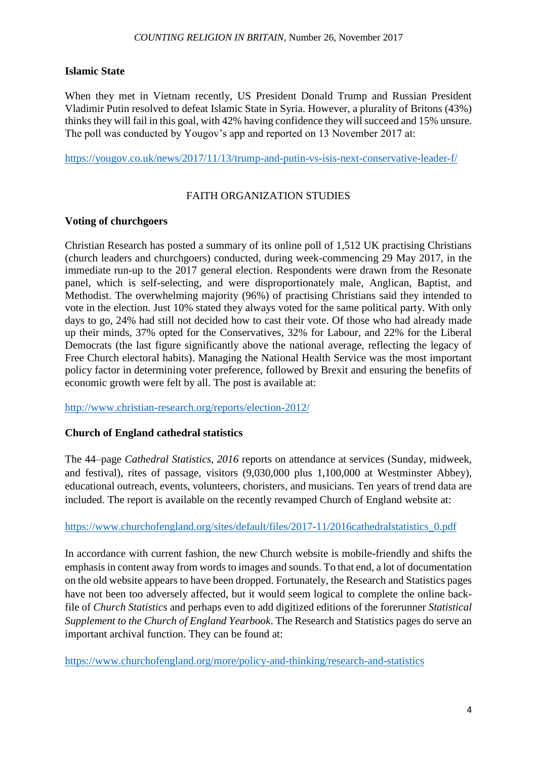**Islamic State**

When they met in Vietnam recently, US President Donald Trump and Russian President Vladimir Putin resolved to defeat Islamic State in Syria. However, a plurality of Britons (43%) thinks they will fail in this goal, with 42% having confidence they will succeed and 15% unsure. The poll was conducted by Yougov's app and reported on 13 November 2017 at:

https://yougov.co.uk/news/2017/11/13/trump-and-putin-vs-isis-next-conservative-leader-f/

## FAITH ORGANIZATION STUDIES

**Voting of churchgoers**

Christian Research has posted a summary of its online poll of 1,512 UK practising Christians (church leaders and churchgoers) conducted, during week-commencing 29 May 2017, in the immediate run-up to the 2017 general election. Respondents were drawn from the Resonate panel, which is self-selecting, and were disproportionately male, Anglican, Baptist, and Methodist. The overwhelming majority (96%) of practising Christians said they intended to vote in the election. Just 10% stated they always voted for the same political party. With only days to go, 24% had still not decided how to cast their vote. Of those who had already made up their minds, 37% opted for the Conservatives, 32% for Labour, and 22% for the Liberal Democrats (the last figure significantly above the national average, reflecting the legacy of Free Church electoral habits). Managing the National Health Service was the most important policy factor in determining voter preference, followed by Brexit and ensuring the benefits of economic growth were felt by all. The post is available at:

http://www.christian-research.org/reports/election-2012/

**Church of England cathedral statistics**

The 44–page *Cathedral Statistics, 2016* reports on attendance at services (Sunday, midweek, and festival), rites of passage, visitors (9,030,000 plus 1,100,000 at Westminster Abbey), educational outreach, events, volunteers, choristers, and musicians. Ten years of trend data are included. The report is available on the recently revamped Church of England website at:

https://www.churchofengland.org/sites/default/files/2017-11/2016cathedralstatistics_0.pdf

In accordance with current fashion, the new Church website is mobile-friendly and shifts the emphasis in content away from words to images and sounds. To that end, a lot of documentation on the old website appears to have been dropped. Fortunately, the Research and Statistics pages have not been too adversely affected, but it would seem logical to complete the online back-file of *Church Statistics* and perhaps even to add digitized editions of the forerunner *Statistical Supplement to the Church of England Yearbook*. The Research and Statistics pages do serve an important archival function. They can be found at:

https://www.churchofengland.org/more/policy-and-thinking/research-and-statistics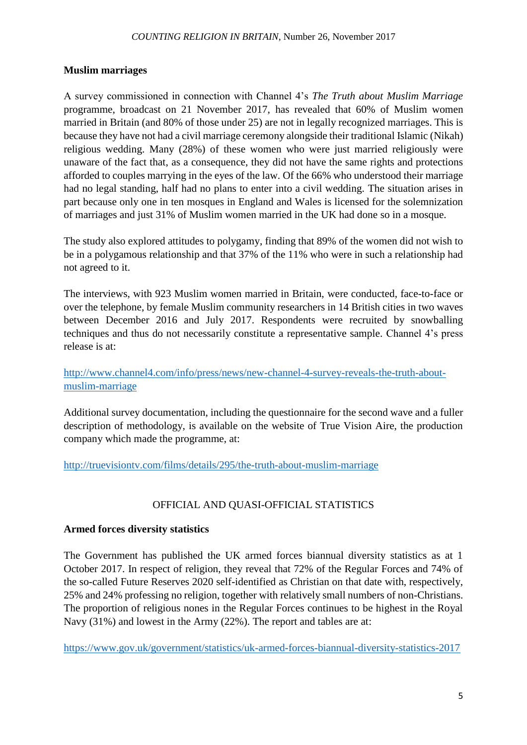**Muslim marriages**

A survey commissioned in connection with Channel 4's *The Truth about Muslim Marriage* programme, broadcast on 21 November 2017, has revealed that 60% of Muslim women married in Britain (and 80% of those under 25) are not in legally recognized marriages. This is because they have not had a civil marriage ceremony alongside their traditional Islamic (Nikah) religious wedding. Many (28%) of these women who were just married religiously were unaware of the fact that, as a consequence, they did not have the same rights and protections afforded to couples marrying in the eyes of the law. Of the 66% who understood their marriage had no legal standing, half had no plans to enter into a civil wedding. The situation arises in part because only one in ten mosques in England and Wales is licensed for the solemnization of marriages and just 31% of Muslim women married in the UK had done so in a mosque.

The study also explored attitudes to polygamy, finding that 89% of the women did not wish to be in a polygamous relationship and that 37% of the 11% who were in such a relationship had not agreed to it.

The interviews, with 923 Muslim women married in Britain, were conducted, face-to-face or over the telephone, by female Muslim community researchers in 14 British cities in two waves between December 2016 and July 2017. Respondents were recruited by snowballing techniques and thus do not necessarily constitute a representative sample. Channel 4's press release is at:

http://www.channel4.com/info/press/news/new-channel-4-survey-reveals-the-truth-about-muslim-marriage

Additional survey documentation, including the questionnaire for the second wave and a fuller description of methodology, is available on the website of True Vision Aire, the production company which made the programme, at:

http://truevisiontv.com/films/details/295/the-truth-about-muslim-marriage

## OFFICIAL AND QUASI-OFFICIAL STATISTICS

**Armed forces diversity statistics**

The Government has published the UK armed forces biannual diversity statistics as at 1 October 2017. In respect of religion, they reveal that 72% of the Regular Forces and 74% of the so-called Future Reserves 2020 self-identified as Christian on that date with, respectively, 25% and 24% professing no religion, together with relatively small numbers of non-Christians. The proportion of religious nones in the Regular Forces continues to be highest in the Royal Navy (31%) and lowest in the Army (22%). The report and tables are at:

https://www.gov.uk/government/statistics/uk-armed-forces-biannual-diversity-statistics-2017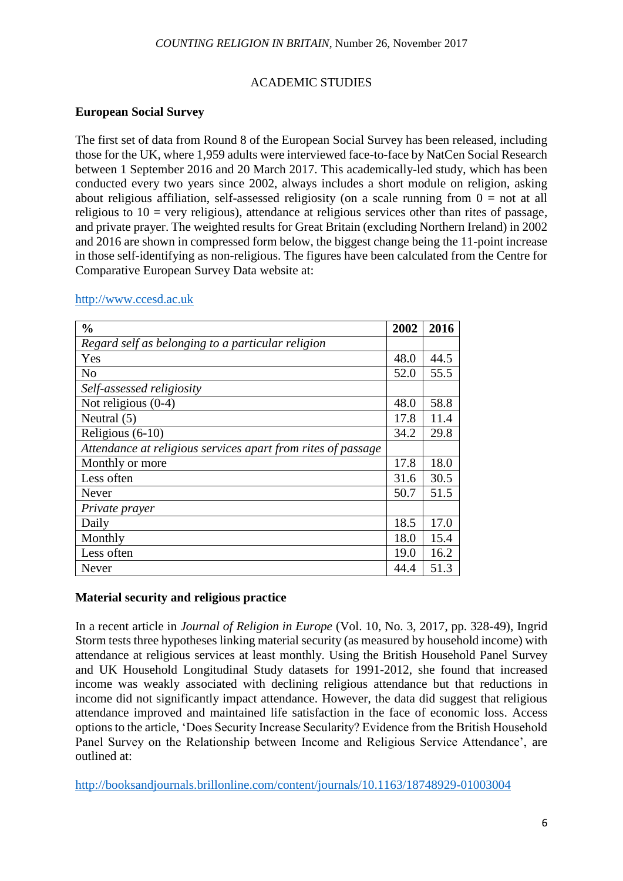## ACADEMIC STUDIES

**European Social Survey**

The first set of data from Round 8 of the European Social Survey has been released, including those for the UK, where 1,959 adults were interviewed face-to-face by NatCen Social Research between 1 September 2016 and 20 March 2017. This academically-led study, which has been conducted every two years since 2002, always includes a short module on religion, asking about religious affiliation, self-assessed religiosity (on a scale running from 0 = not at all religious to 10 = very religious), attendance at religious services other than rites of passage, and private prayer. The weighted results for Great Britain (excluding Northern Ireland) in 2002 and 2016 are shown in compressed form below, the biggest change being the 11-point increase in those self-identifying as non-religious. The figures have been calculated from the Centre for Comparative European Survey Data website at:

http://www.ccesd.ac.uk

| % | 2002 | 2016 |
|---|---|---|
| *Regard self as belonging to a particular religion* | | |
| Yes | 48.0 | 44.5 |
| No | 52.0 | 55.5 |
| *Self-assessed religiosity* | | |
| Not religious (0-4) | 48.0 | 58.8 |
| Neutral (5) | 17.8 | 11.4 |
| Religious (6-10) | 34.2 | 29.8 |
| *Attendance at religious services apart from rites of passage* | | |
| Monthly or more | 17.8 | 18.0 |
| Less often | 31.6 | 30.5 |
| Never | 50.7 | 51.5 |
| *Private prayer* | | |
| Daily | 18.5 | 17.0 |
| Monthly | 18.0 | 15.4 |
| Less often | 19.0 | 16.2 |
| Never | 44.4 | 51.3 |

**Material security and religious practice**

In a recent article in *Journal of Religion in Europe* (Vol. 10, No. 3, 2017, pp. 328-49), Ingrid Storm tests three hypotheses linking material security (as measured by household income) with attendance at religious services at least monthly. Using the British Household Panel Survey and UK Household Longitudinal Study datasets for 1991-2012, she found that increased income was weakly associated with declining religious attendance but that reductions in income did not significantly impact attendance. However, the data did suggest that religious attendance improved and maintained life satisfaction in the face of economic loss. Access options to the article, 'Does Security Increase Secularity? Evidence from the British Household Panel Survey on the Relationship between Income and Religious Service Attendance', are outlined at:

http://booksandjournals.brillonline.com/content/journals/10.1163/18748929-01003004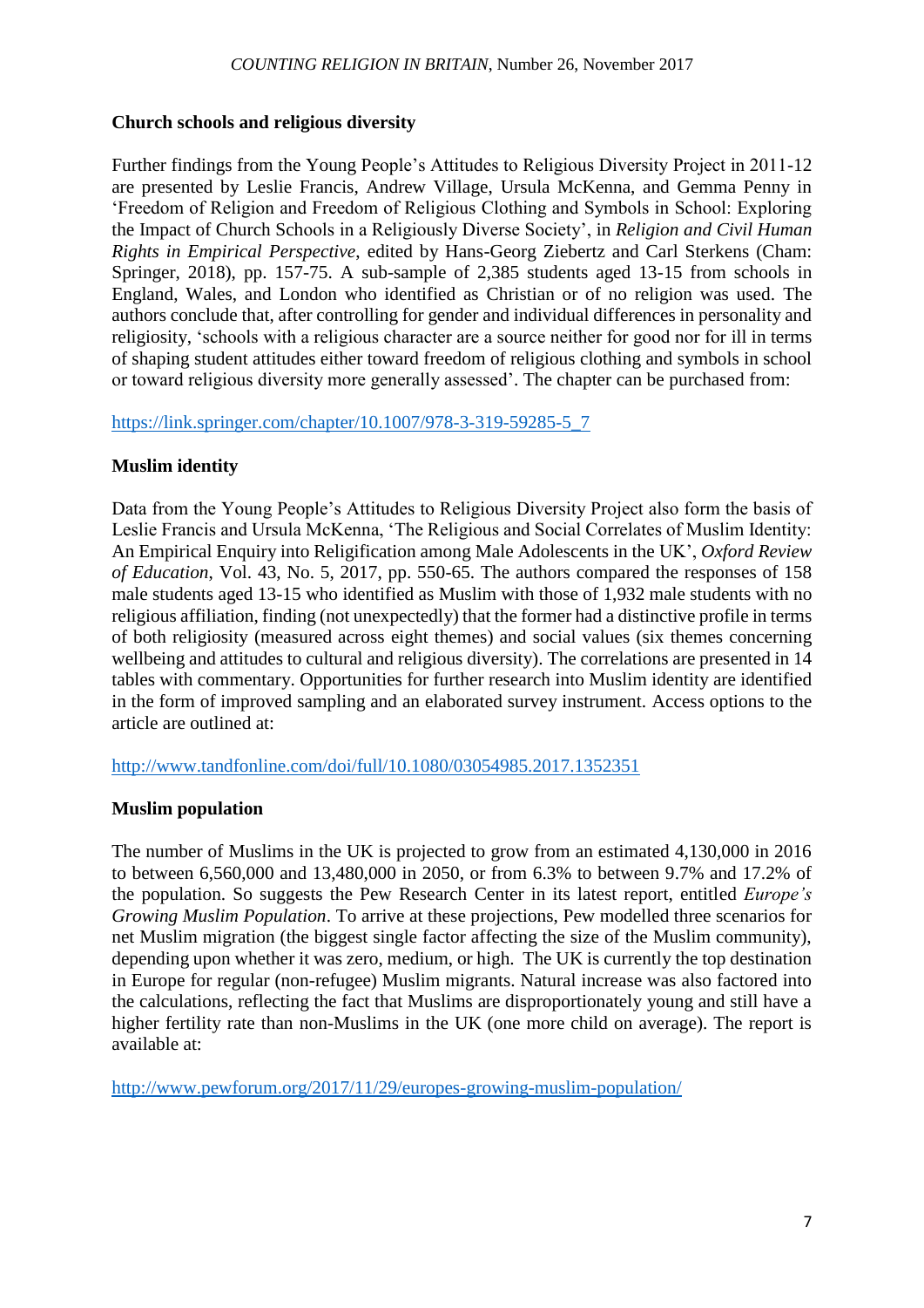**Church schools and religious diversity**

Further findings from the Young People's Attitudes to Religious Diversity Project in 2011-12 are presented by Leslie Francis, Andrew Village, Ursula McKenna, and Gemma Penny in 'Freedom of Religion and Freedom of Religious Clothing and Symbols in School: Exploring the Impact of Church Schools in a Religiously Diverse Society', in *Religion and Civil Human Rights in Empirical Perspective*, edited by Hans-Georg Ziebertz and Carl Sterkens (Cham: Springer, 2018), pp. 157-75. A sub-sample of 2,385 students aged 13-15 from schools in England, Wales, and London who identified as Christian or of no religion was used. The authors conclude that, after controlling for gender and individual differences in personality and religiosity, 'schools with a religious character are a source neither for good nor for ill in terms of shaping student attitudes either toward freedom of religious clothing and symbols in school or toward religious diversity more generally assessed'. The chapter can be purchased from:

https://link.springer.com/chapter/10.1007/978-3-319-59285-5_7

**Muslim identity**

Data from the Young People's Attitudes to Religious Diversity Project also form the basis of Leslie Francis and Ursula McKenna, 'The Religious and Social Correlates of Muslim Identity: An Empirical Enquiry into Religification among Male Adolescents in the UK', *Oxford Review of Education*, Vol. 43, No. 5, 2017, pp. 550-65. The authors compared the responses of 158 male students aged 13-15 who identified as Muslim with those of 1,932 male students with no religious affiliation, finding (not unexpectedly) that the former had a distinctive profile in terms of both religiosity (measured across eight themes) and social values (six themes concerning wellbeing and attitudes to cultural and religious diversity). The correlations are presented in 14 tables with commentary. Opportunities for further research into Muslim identity are identified in the form of improved sampling and an elaborated survey instrument. Access options to the article are outlined at:

http://www.tandfonline.com/doi/full/10.1080/03054985.2017.1352351

**Muslim population**

The number of Muslims in the UK is projected to grow from an estimated 4,130,000 in 2016 to between 6,560,000 and 13,480,000 in 2050, or from 6.3% to between 9.7% and 17.2% of the population. So suggests the Pew Research Center in its latest report, entitled *Europe's Growing Muslim Population*. To arrive at these projections, Pew modelled three scenarios for net Muslim migration (the biggest single factor affecting the size of the Muslim community), depending upon whether it was zero, medium, or high. The UK is currently the top destination in Europe for regular (non-refugee) Muslim migrants. Natural increase was also factored into the calculations, reflecting the fact that Muslims are disproportionately young and still have a higher fertility rate than non-Muslims in the UK (one more child on average). The report is available at:

http://www.pewforum.org/2017/11/29/europes-growing-muslim-population/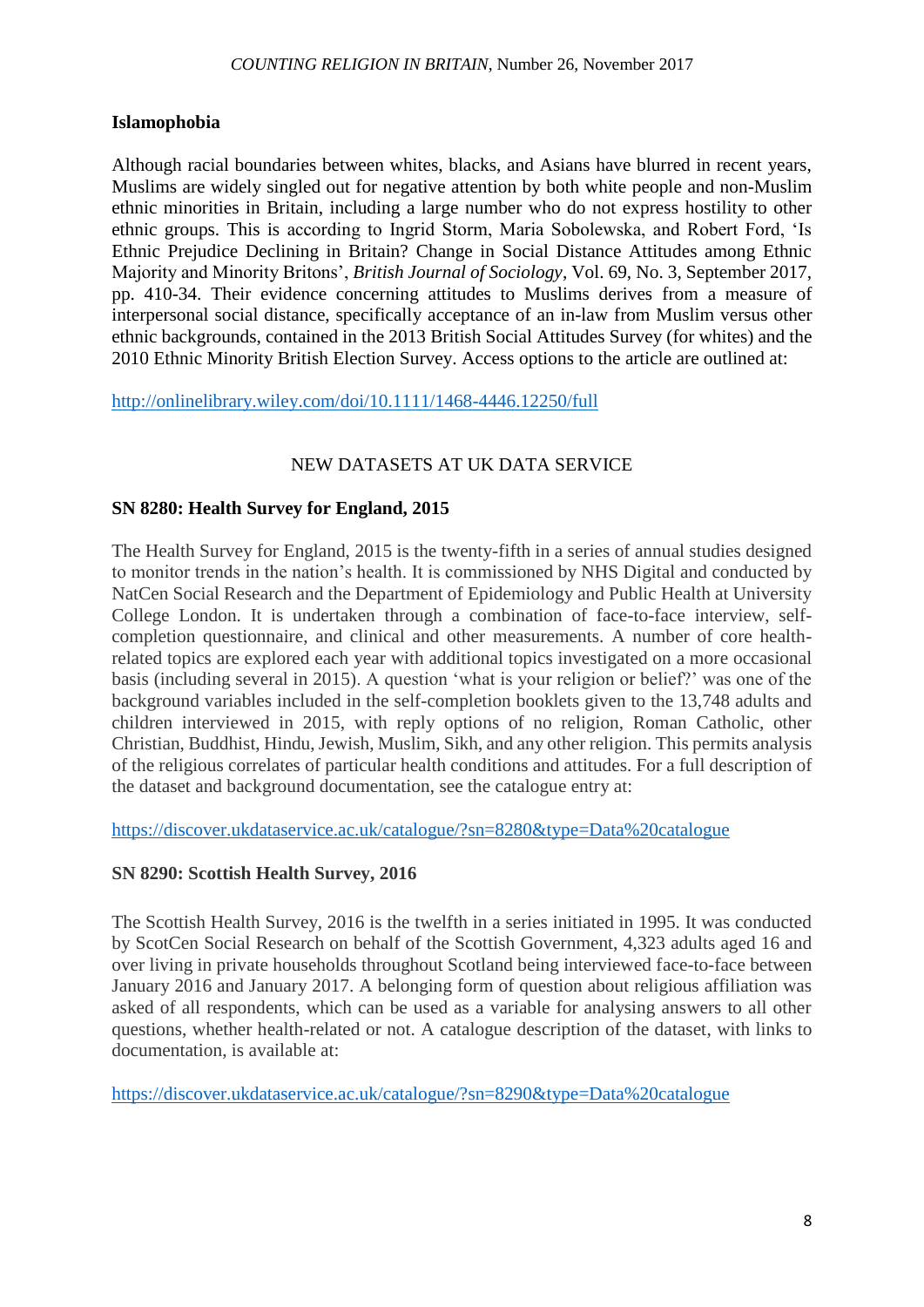**Islamophobia**

Although racial boundaries between whites, blacks, and Asians have blurred in recent years, Muslims are widely singled out for negative attention by both white people and non-Muslim ethnic minorities in Britain, including a large number who do not express hostility to other ethnic groups. This is according to Ingrid Storm, Maria Sobolewska, and Robert Ford, 'Is Ethnic Prejudice Declining in Britain? Change in Social Distance Attitudes among Ethnic Majority and Minority Britons', *British Journal of Sociology*, Vol. 69, No. 3, September 2017, pp. 410-34. Their evidence concerning attitudes to Muslims derives from a measure of interpersonal social distance, specifically acceptance of an in-law from Muslim versus other ethnic backgrounds, contained in the 2013 British Social Attitudes Survey (for whites) and the 2010 Ethnic Minority British Election Survey. Access options to the article are outlined at:

http://onlinelibrary.wiley.com/doi/10.1111/1468-4446.12250/full

## NEW DATASETS AT UK DATA SERVICE

**SN 8280: Health Survey for England, 2015**

The Health Survey for England, 2015 is the twenty-fifth in a series of annual studies designed to monitor trends in the nation's health. It is commissioned by NHS Digital and conducted by NatCen Social Research and the Department of Epidemiology and Public Health at University College London. It is undertaken through a combination of face-to-face interview, self-completion questionnaire, and clinical and other measurements. A number of core health-related topics are explored each year with additional topics investigated on a more occasional basis (including several in 2015). A question 'what is your religion or belief?' was one of the background variables included in the self-completion booklets given to the 13,748 adults and children interviewed in 2015, with reply options of no religion, Roman Catholic, other Christian, Buddhist, Hindu, Jewish, Muslim, Sikh, and any other religion. This permits analysis of the religious correlates of particular health conditions and attitudes. For a full description of the dataset and background documentation, see the catalogue entry at:

https://discover.ukdataservice.ac.uk/catalogue/?sn=8280&type=Data%20catalogue

**SN 8290: Scottish Health Survey, 2016**

The Scottish Health Survey, 2016 is the twelfth in a series initiated in 1995. It was conducted by ScotCen Social Research on behalf of the Scottish Government, 4,323 adults aged 16 and over living in private households throughout Scotland being interviewed face-to-face between January 2016 and January 2017. A belonging form of question about religious affiliation was asked of all respondents, which can be used as a variable for analysing answers to all other questions, whether health-related or not. A catalogue description of the dataset, with links to documentation, is available at:

https://discover.ukdataservice.ac.uk/catalogue/?sn=8290&type=Data%20catalogue